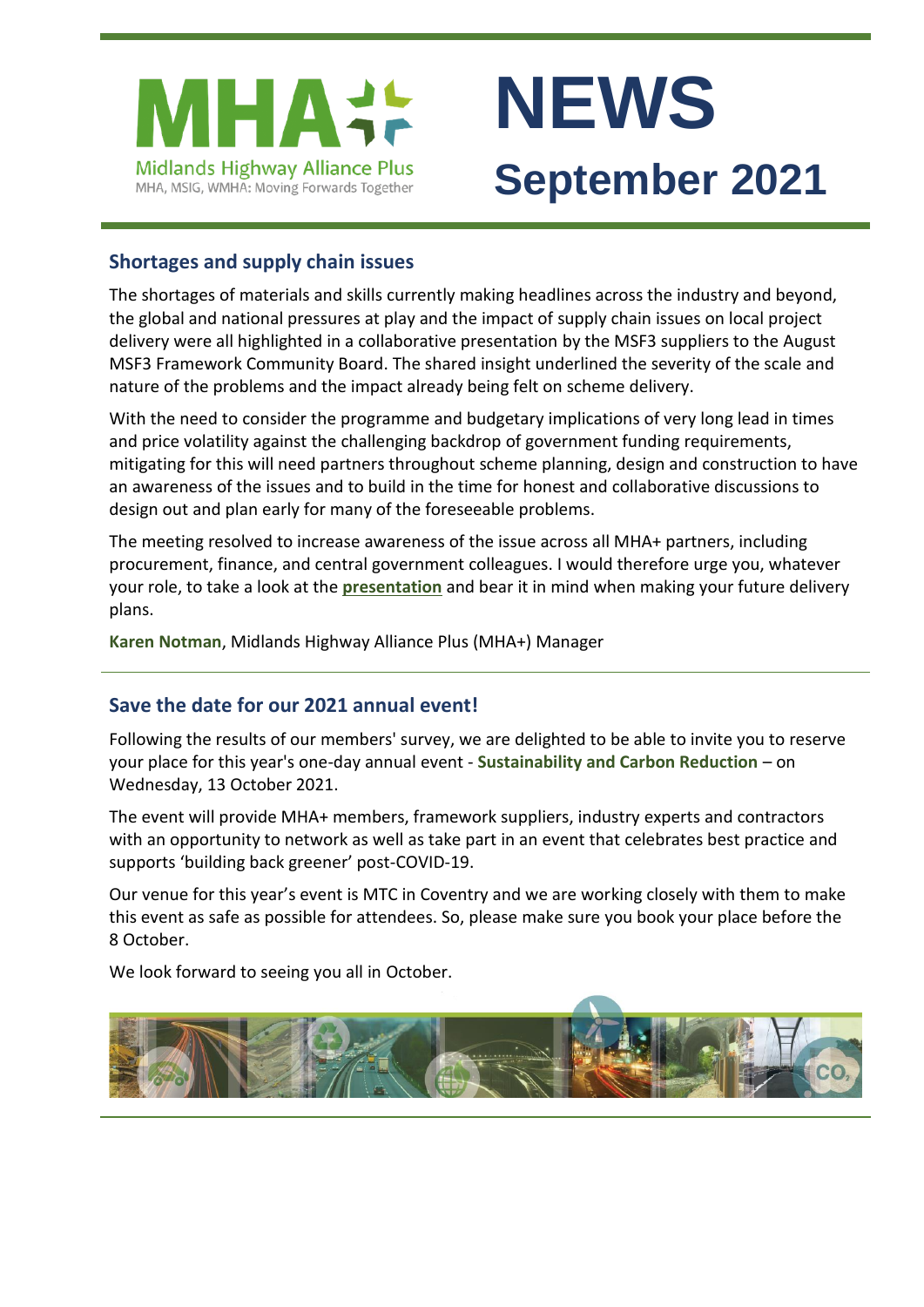MHA

Midlands Highway Alliance Plus

MHA, MSIG, WMHA: Moving Forwards Together

# NEWS

## September 2021

### Shortages and supply chain issues

The shortages of materials and skills currently making headlines across the industry and beyond, the global and national pressures at play and the impact of supply chain issues on local project delivery were all highlighted in a collaborative presentation by the MSF3 suppliers to the August MSF3 Framework Community Board. The shared insight underlined the severity of the scale and nature of the problems and the impact already being felt on scheme delivery.

With the need to consider the programme and budgetary implications of very long lead in times and price volatility against the challenging backdrop of government funding requirements, mitigating for this will need partners throughout scheme planning, design and construction to have an awareness of the issues and to build in the time for honest and collaborative discussions to design out and plan early for many of the foreseeable problems.

The meeting resolved to increase awareness of the issue across all MHA+ partners, including procurement, finance, and central government colleagues. I would therefore urge you, whatever your role, to take a look at the **presentation** and bear it in mind when making your future delivery plans.

**Karen Notman**, Midlands Highway Alliance Plus (MHA+) Manager

---

### Save the date for our 2021 annual event!

Following the results of our members' survey, we are delighted to be able to invite you to reserve your place for this year's one-day annual event - **Sustainability and Carbon Reduction** – on Wednesday, 13 October 2021.

The event will provide MHA+ members, framework suppliers, industry experts and contractors with an opportunity to network as well as take part in an event that celebrates best practice and supports 'building back greener' post-COVID-19.

Our venue for this year's event is MTC in Coventry and we are working closely with them to make this event as safe as possible for attendees. So, please make sure you book your place before the 8 October.

We look forward to seeing you all in October.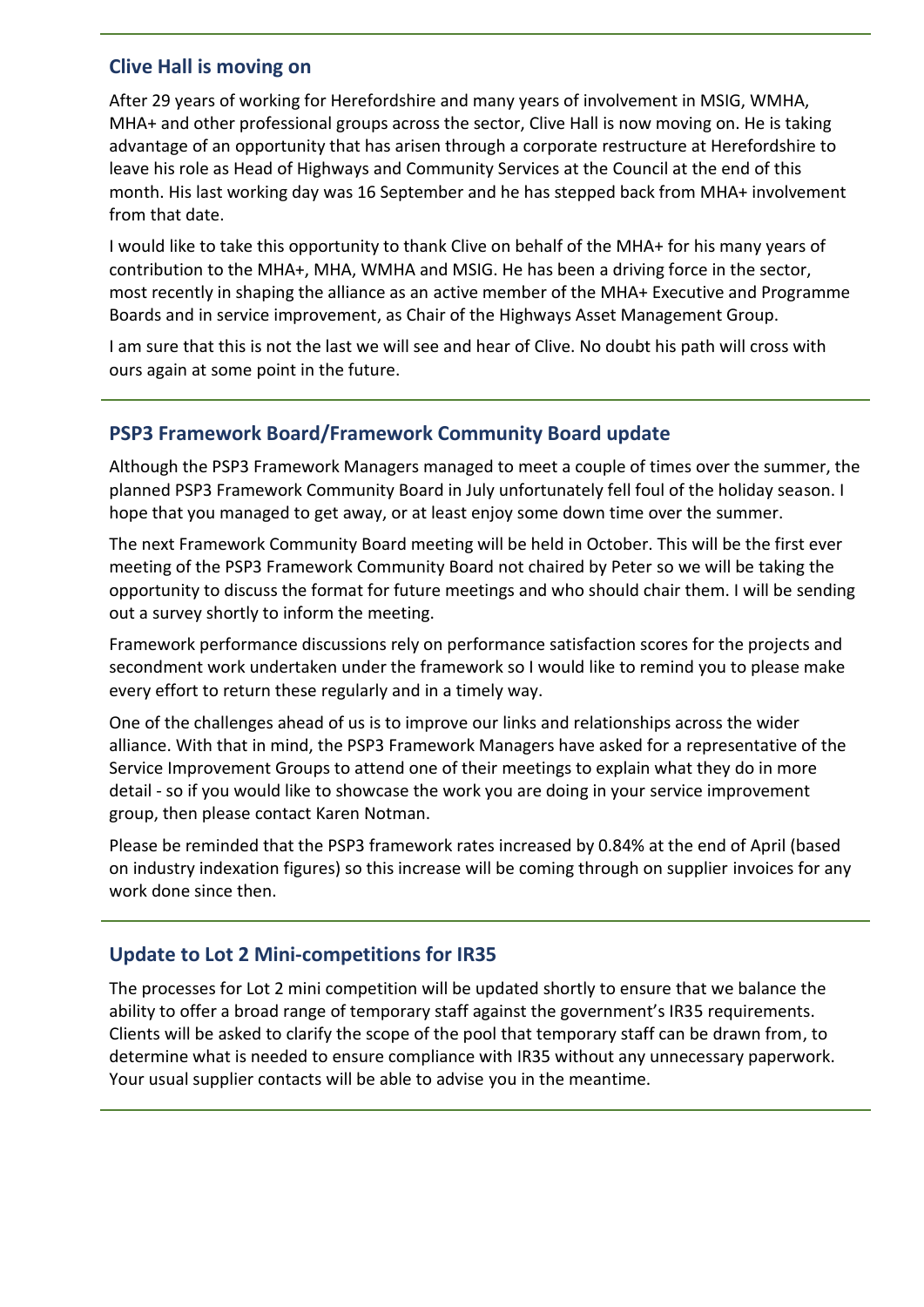## Clive Hall is moving on

After 29 years of working for Herefordshire and many years of involvement in MSIG, WMHA, MHA+ and other professional groups across the sector, Clive Hall is now moving on. He is taking advantage of an opportunity that has arisen through a corporate restructure at Herefordshire to leave his role as Head of Highways and Community Services at the Council at the end of this month. His last working day was 16 September and he has stepped back from MHA+ involvement from that date.

I would like to take this opportunity to thank Clive on behalf of the MHA+ for his many years of contribution to the MHA+, MHA, WMHA and MSIG. He has been a driving force in the sector, most recently in shaping the alliance as an active member of the MHA+ Executive and Programme Boards and in service improvement, as Chair of the Highways Asset Management Group.

I am sure that this is not the last we will see and hear of Clive. No doubt his path will cross with ours again at some point in the future.

## PSP3 Framework Board/Framework Community Board update

Although the PSP3 Framework Managers managed to meet a couple of times over the summer, the planned PSP3 Framework Community Board in July unfortunately fell foul of the holiday season. I hope that you managed to get away, or at least enjoy some down time over the summer.

The next Framework Community Board meeting will be held in October. This will be the first ever meeting of the PSP3 Framework Community Board not chaired by Peter so we will be taking the opportunity to discuss the format for future meetings and who should chair them. I will be sending out a survey shortly to inform the meeting.

Framework performance discussions rely on performance satisfaction scores for the projects and secondment work undertaken under the framework so I would like to remind you to please make every effort to return these regularly and in a timely way.

One of the challenges ahead of us is to improve our links and relationships across the wider alliance. With that in mind, the PSP3 Framework Managers have asked for a representative of the Service Improvement Groups to attend one of their meetings to explain what they do in more detail - so if you would like to showcase the work you are doing in your service improvement group, then please contact Karen Notman.

Please be reminded that the PSP3 framework rates increased by 0.84% at the end of April (based on industry indexation figures) so this increase will be coming through on supplier invoices for any work done since then.

## Update to Lot 2 Mini-competitions for IR35

The processes for Lot 2 mini competition will be updated shortly to ensure that we balance the ability to offer a broad range of temporary staff against the government's IR35 requirements. Clients will be asked to clarify the scope of the pool that temporary staff can be drawn from, to determine what is needed to ensure compliance with IR35 without any unnecessary paperwork. Your usual supplier contacts will be able to advise you in the meantime.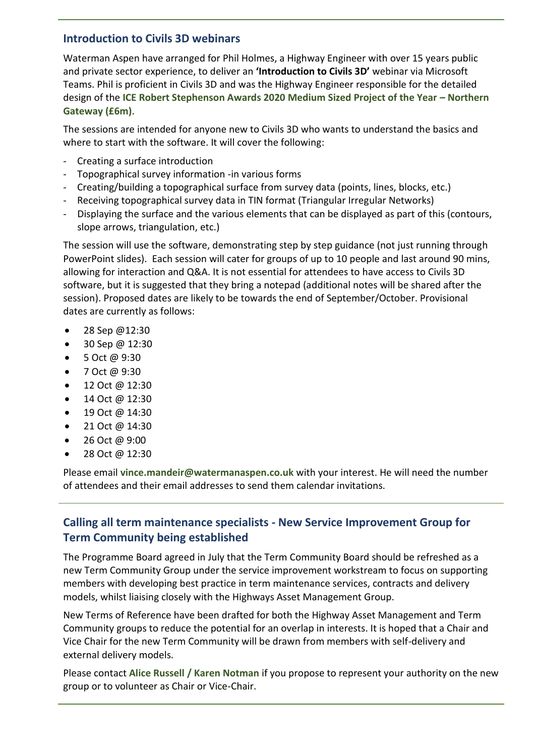## Introduction to Civils 3D webinars

Waterman Aspen have arranged for Phil Holmes, a Highway Engineer with over 15 years public and private sector experience, to deliver an **'Introduction to Civils 3D'** webinar via Microsoft Teams. Phil is proficient in Civils 3D and was the Highway Engineer responsible for the detailed design of the **ICE Robert Stephenson Awards 2020 Medium Sized Project of the Year – Northern Gateway (£6m)**.

The sessions are intended for anyone new to Civils 3D who wants to understand the basics and where to start with the software. It will cover the following:

- Creating a surface introduction
- Topographical survey information -in various forms
- Creating/building a topographical surface from survey data (points, lines, blocks, etc.)
- Receiving topographical survey data in TIN format (Triangular Irregular Networks)
- Displaying the surface and the various elements that can be displayed as part of this (contours, slope arrows, triangulation, etc.)

The session will use the software, demonstrating step by step guidance (not just running through PowerPoint slides). Each session will cater for groups of up to 10 people and last around 90 mins, allowing for interaction and Q&A. It is not essential for attendees to have access to Civils 3D software, but it is suggested that they bring a notepad (additional notes will be shared after the session). Proposed dates are likely to be towards the end of September/October. Provisional dates are currently as follows:

- 28 Sep @12:30
- 30 Sep @ 12:30
- 5 Oct @ 9:30
- 7 Oct @ 9:30
- 12 Oct @ 12:30
- 14 Oct @ 12:30
- 19 Oct @ 14:30
- 21 Oct @ 14:30
- 26 Oct @ 9:00
- 28 Oct @ 12:30

Please email **vince.mandeir@watermanaspen.co.uk** with your interest. He will need the number of attendees and their email addresses to send them calendar invitations.

## Calling all term maintenance specialists - New Service Improvement Group for Term Community being established

The Programme Board agreed in July that the Term Community Board should be refreshed as a new Term Community Group under the service improvement workstream to focus on supporting members with developing best practice in term maintenance services, contracts and delivery models, whilst liaising closely with the Highways Asset Management Group.

New Terms of Reference have been drafted for both the Highway Asset Management and Term Community groups to reduce the potential for an overlap in interests. It is hoped that a Chair and Vice Chair for the new Term Community will be drawn from members with self-delivery and external delivery models.

Please contact **Alice Russell / Karen Notman** if you propose to represent your authority on the new group or to volunteer as Chair or Vice-Chair.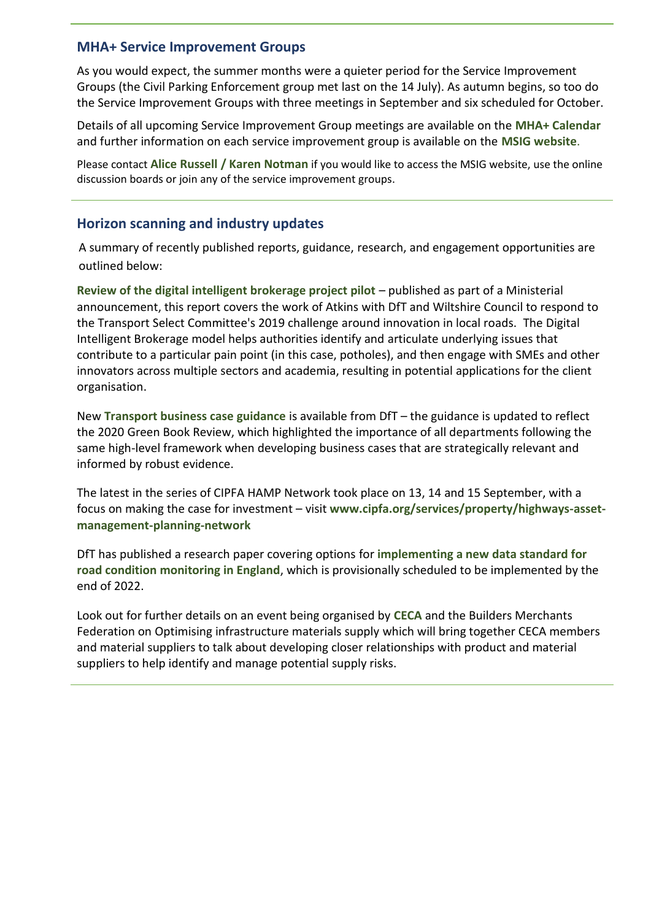## MHA+ Service Improvement Groups

As you would expect, the summer months were a quieter period for the Service Improvement Groups (the Civil Parking Enforcement group met last on the 14 July). As autumn begins, so too do the Service Improvement Groups with three meetings in September and six scheduled for October.

Details of all upcoming Service Improvement Group meetings are available on the **MHA+ Calendar** and further information on each service improvement group is available on the **MSIG website**.

Please contact **Alice Russell / Karen Notman** if you would like to access the MSIG website, use the online discussion boards or join any of the service improvement groups.

## Horizon scanning and industry updates

A summary of recently published reports, guidance, research, and engagement opportunities are outlined below:

**Review of the digital intelligent brokerage project pilot** – published as part of a Ministerial announcement, this report covers the work of Atkins with DfT and Wiltshire Council to respond to the Transport Select Committee's 2019 challenge around innovation in local roads. The Digital Intelligent Brokerage model helps authorities identify and articulate underlying issues that contribute to a particular pain point (in this case, potholes), and then engage with SMEs and other innovators across multiple sectors and academia, resulting in potential applications for the client organisation.

New **Transport business case guidance** is available from DfT – the guidance is updated to reflect the 2020 Green Book Review, which highlighted the importance of all departments following the same high-level framework when developing business cases that are strategically relevant and informed by robust evidence.

The latest in the series of CIPFA HAMP Network took place on 13, 14 and 15 September, with a focus on making the case for investment – visit **www.cipfa.org/services/property/highways-asset-management-planning-network**

DfT has published a research paper covering options for **implementing a new data standard for road condition monitoring in England**, which is provisionally scheduled to be implemented by the end of 2022.

Look out for further details on an event being organised by **CECA** and the Builders Merchants Federation on Optimising infrastructure materials supply which will bring together CECA members and material suppliers to talk about developing closer relationships with product and material suppliers to help identify and manage potential supply risks.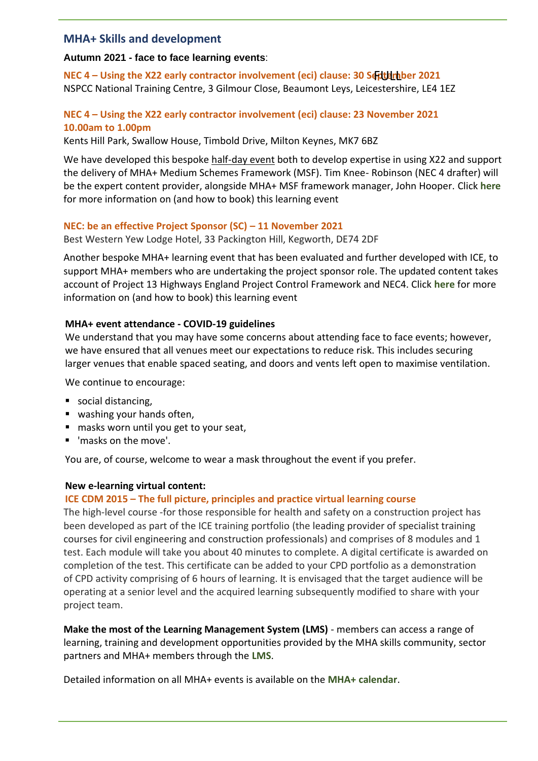## MHA+ Skills and development

**Autumn 2021 - face to face learning events**:

**NEC 4 – Using the X22 early contractor involvement (eci) clause: 30 September 2021** FULL

NSPCC National Training Centre, 3 Gilmour Close, Beaumont Leys, Leicestershire, LE4 1EZ

**NEC 4 – Using the X22 early contractor involvement (eci) clause: 23 November 2021 10.00am to 1.00pm**

Kents Hill Park, Swallow House, Timbold Drive, Milton Keynes, MK7 6BZ

We have developed this bespoke half-day event both to develop expertise in using X22 and support the delivery of MHA+ Medium Schemes Framework (MSF). Tim Knee- Robinson (NEC 4 drafter) will be the expert content provider, alongside MHA+ MSF framework manager, John Hooper. Click **here** for more information on (and how to book) this learning event

**NEC: be an effective Project Sponsor (SC) – 11 November 2021**

Best Western Yew Lodge Hotel, 33 Packington Hill, Kegworth, DE74 2DF

Another bespoke MHA+ learning event that has been evaluated and further developed with ICE, to support MHA+ members who are undertaking the project sponsor role. The updated content takes account of Project 13 Highways England Project Control Framework and NEC4. Click **here** for more information on (and how to book) this learning event

**MHA+ event attendance - COVID-19 guidelines**

We understand that you may have some concerns about attending face to face events; however, we have ensured that all venues meet our expectations to reduce risk. This includes securing larger venues that enable spaced seating, and doors and vents left open to maximise ventilation.

We continue to encourage:

- social distancing,
- washing your hands often,
- masks worn until you get to your seat,
- 'masks on the move'.

You are, of course, welcome to wear a mask throughout the event if you prefer.

**New e-learning virtual content:**

**ICE CDM 2015 – The full picture, principles and practice virtual learning course**

The high-level course -for those responsible for health and safety on a construction project has been developed as part of the ICE training portfolio (the leading provider of specialist training courses for civil engineering and construction professionals) and comprises of 8 modules and 1 test. Each module will take you about 40 minutes to complete. A digital certificate is awarded on completion of the test. This certificate can be added to your CPD portfolio as a demonstration of CPD activity comprising of 6 hours of learning. It is envisaged that the target audience will be operating at a senior level and the acquired learning subsequently modified to share with your project team.

**Make the most of the Learning Management System (LMS)** - members can access a range of learning, training and development opportunities provided by the MHA skills community, sector partners and MHA+ members through the **LMS**.

Detailed information on all MHA+ events is available on the **MHA+ calendar**.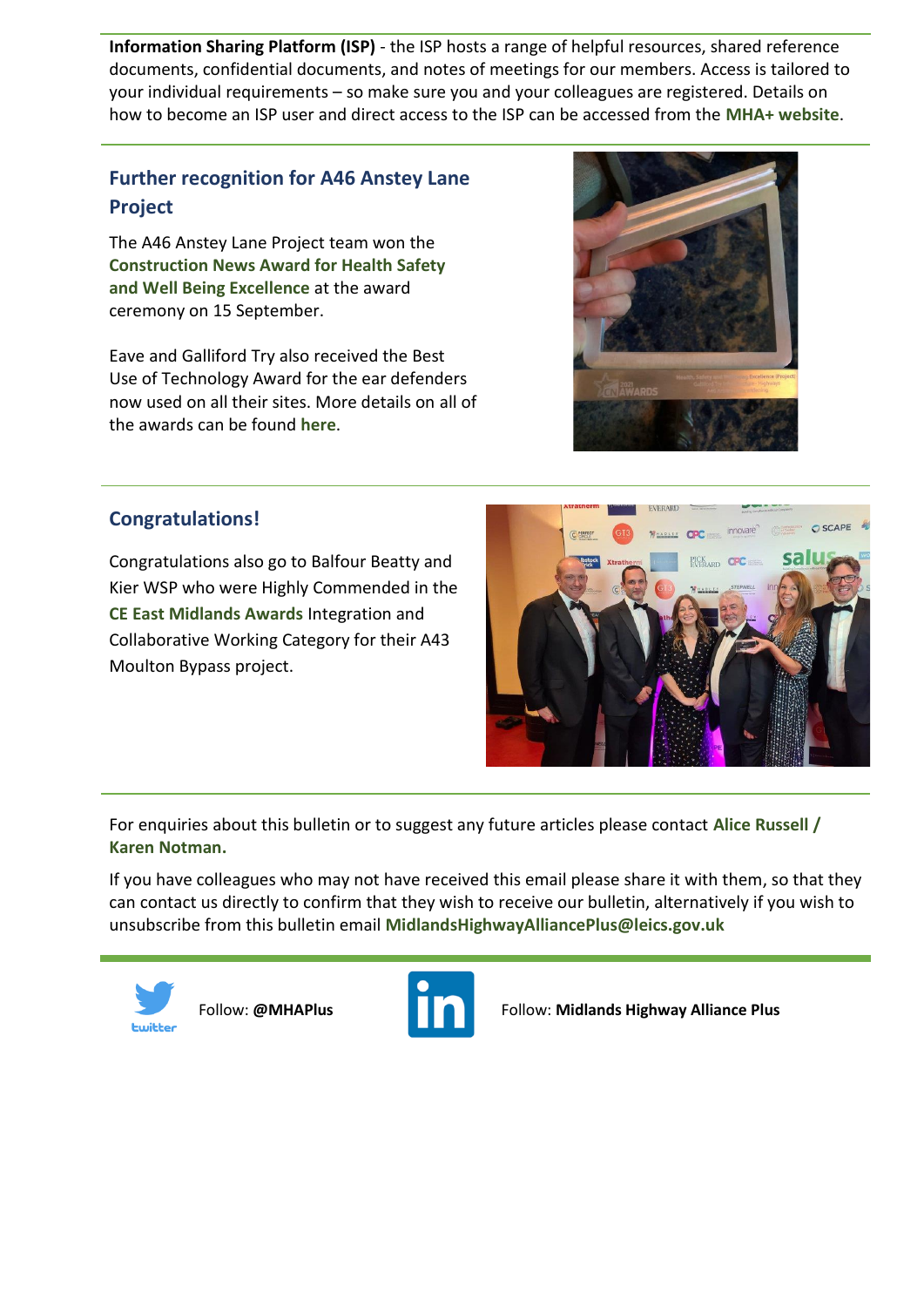**Information Sharing Platform (ISP)** - the ISP hosts a range of helpful resources, shared reference documents, confidential documents, and notes of meetings for our members. Access is tailored to your individual requirements – so make sure you and your colleagues are registered. Details on how to become an ISP user and direct access to the ISP can be accessed from the **MHA+ website**.

## Further recognition for A46 Anstey Lane Project

The A46 Anstey Lane Project team won the **Construction News Award for Health Safety and Well Being Excellence** at the award ceremony on 15 September.

Eave and Galliford Try also received the Best Use of Technology Award for the ear defenders now used on all their sites. More details on all of the awards can be found **here**.

## Congratulations!

Congratulations also go to Balfour Beatty and Kier WSP who were Highly Commended in the **CE East Midlands Awards** Integration and Collaborative Working Category for their A43 Moulton Bypass project.

For enquiries about this bulletin or to suggest any future articles please contact **Alice Russell / Karen Notman.**

If you have colleagues who may not have received this email please share it with them, so that they can contact us directly to confirm that they wish to receive our bulletin, alternatively if you wish to unsubscribe from this bulletin email **MidlandsHighwayAlliancePlus@leics.gov.uk**

Follow: **@MHAPlus**

Follow: **Midlands Highway Alliance Plus**